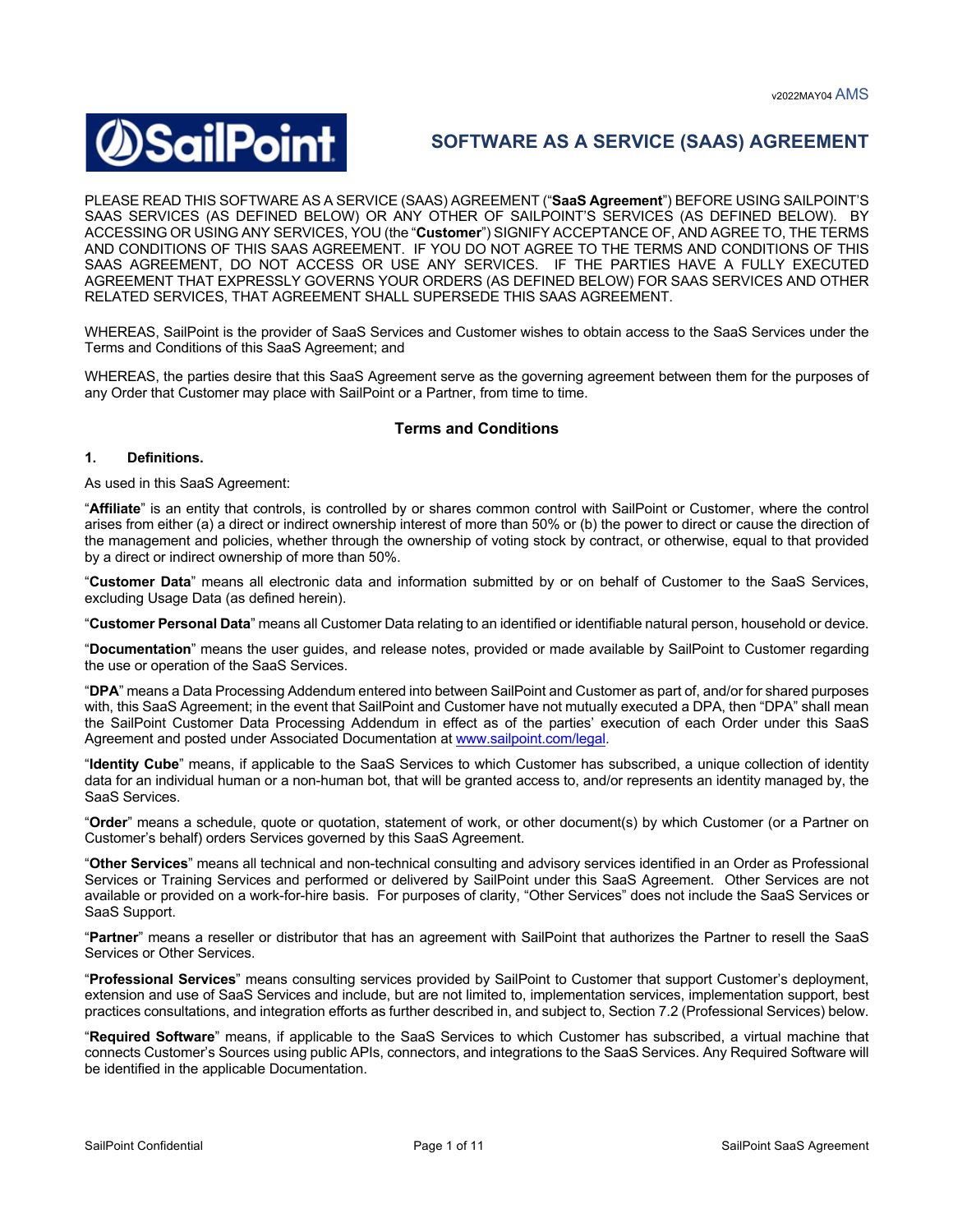v2022MAY04 AMS

# SOFTWARE AS A SERVICE (SAAS) AGREEMENT

PLEASE READ THIS SOFTWARE AS A SERVICE (SAAS) AGREEMENT ("**SaaS Agreement**") BEFORE USING SAILPOINT'S SAAS SERVICES (AS DEFINED BELOW) OR ANY OTHER OF SAILPOINT'S SERVICES (AS DEFINED BELOW). BY ACCESSING OR USING ANY SERVICES, YOU (the "**Customer**") SIGNIFY ACCEPTANCE OF, AND AGREE TO, THE TERMS AND CONDITIONS OF THIS SAAS AGREEMENT. IF YOU DO NOT AGREE TO THE TERMS AND CONDITIONS OF THIS SAAS AGREEMENT, DO NOT ACCESS OR USE ANY SERVICES. IF THE PARTIES HAVE A FULLY EXECUTED AGREEMENT THAT EXPRESSLY GOVERNS YOUR ORDERS (AS DEFINED BELOW) FOR SAAS SERVICES AND OTHER RELATED SERVICES, THAT AGREEMENT SHALL SUPERSEDE THIS SAAS AGREEMENT.

WHEREAS, SailPoint is the provider of SaaS Services and Customer wishes to obtain access to the SaaS Services under the Terms and Conditions of this SaaS Agreement; and

WHEREAS, the parties desire that this SaaS Agreement serve as the governing agreement between them for the purposes of any Order that Customer may place with SailPoint or a Partner, from time to time.

## Terms and Conditions

### 1. Definitions.

As used in this SaaS Agreement:

"**Affiliate**" is an entity that controls, is controlled by or shares common control with SailPoint or Customer, where the control arises from either (a) a direct or indirect ownership interest of more than 50% or (b) the power to direct or cause the direction of the management and policies, whether through the ownership of voting stock by contract, or otherwise, equal to that provided by a direct or indirect ownership of more than 50%.

"**Customer Data**" means all electronic data and information submitted by or on behalf of Customer to the SaaS Services, excluding Usage Data (as defined herein).

"**Customer Personal Data**" means all Customer Data relating to an identified or identifiable natural person, household or device.

"**Documentation**" means the user guides, and release notes, provided or made available by SailPoint to Customer regarding the use or operation of the SaaS Services.

"**DPA**" means a Data Processing Addendum entered into between SailPoint and Customer as part of, and/or for shared purposes with, this SaaS Agreement; in the event that SailPoint and Customer have not mutually executed a DPA, then "DPA" shall mean the SailPoint Customer Data Processing Addendum in effect as of the parties' execution of each Order under this SaaS Agreement and posted under Associated Documentation at www.sailpoint.com/legal.

"**Identity Cube**" means, if applicable to the SaaS Services to which Customer has subscribed, a unique collection of identity data for an individual human or a non-human bot, that will be granted access to, and/or represents an identity managed by, the SaaS Services.

"**Order**" means a schedule, quote or quotation, statement of work, or other document(s) by which Customer (or a Partner on Customer's behalf) orders Services governed by this SaaS Agreement.

"**Other Services**" means all technical and non-technical consulting and advisory services identified in an Order as Professional Services or Training Services and performed or delivered by SailPoint under this SaaS Agreement. Other Services are not available or provided on a work-for-hire basis. For purposes of clarity, "Other Services" does not include the SaaS Services or SaaS Support.

"**Partner**" means a reseller or distributor that has an agreement with SailPoint that authorizes the Partner to resell the SaaS Services or Other Services.

"**Professional Services**" means consulting services provided by SailPoint to Customer that support Customer's deployment, extension and use of SaaS Services and include, but are not limited to, implementation services, implementation support, best practices consultations, and integration efforts as further described in, and subject to, Section 7.2 (Professional Services) below.

"**Required Software**" means, if applicable to the SaaS Services to which Customer has subscribed, a virtual machine that connects Customer's Sources using public APIs, connectors, and integrations to the SaaS Services. Any Required Software will be identified in the applicable Documentation.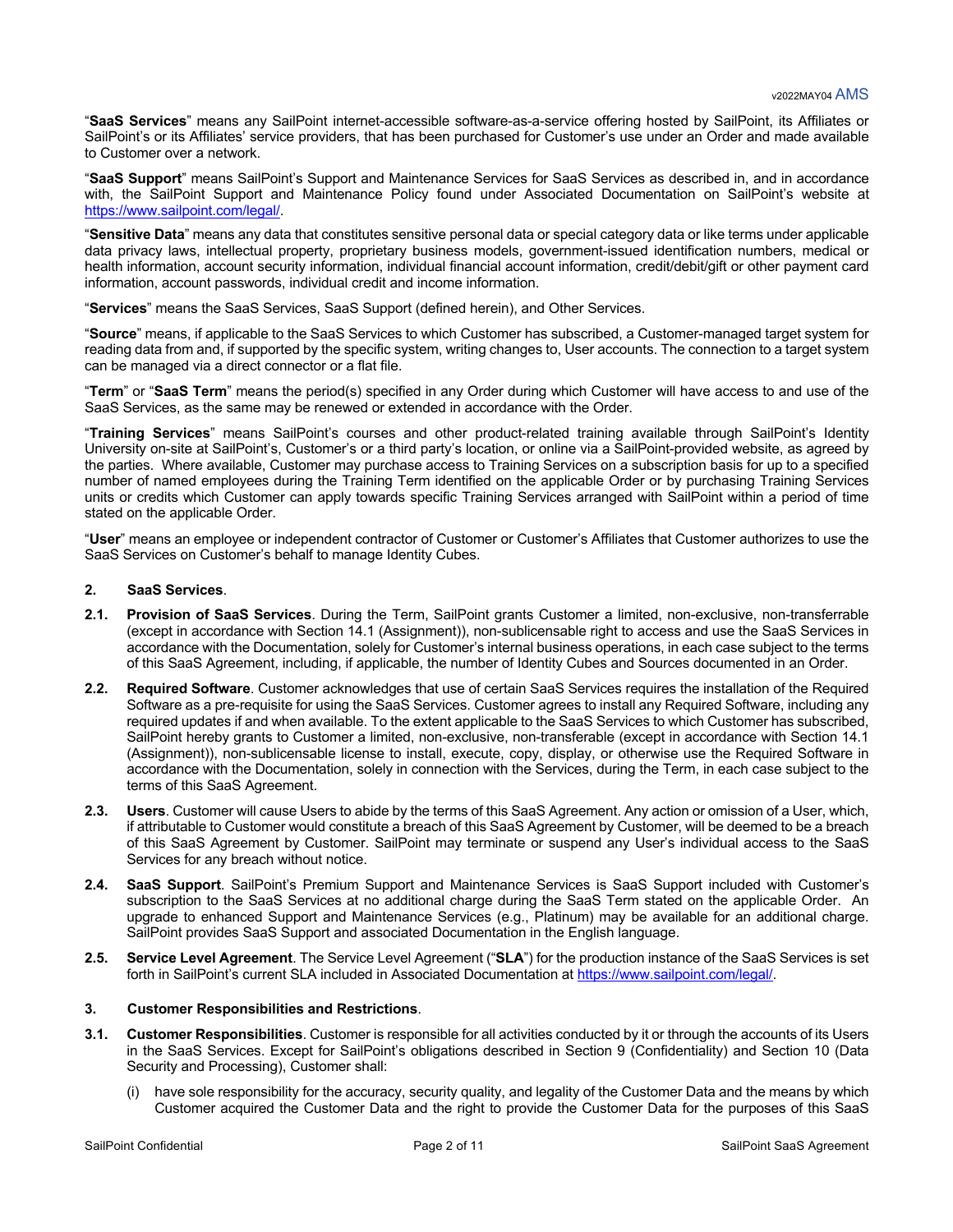"**SaaS Services**" means any SailPoint internet-accessible software-as-a-service offering hosted by SailPoint, its Affiliates or SailPoint's or its Affiliates' service providers, that has been purchased for Customer's use under an Order and made available to Customer over a network.

"**SaaS Support**" means SailPoint's Support and Maintenance Services for SaaS Services as described in, and in accordance with, the SailPoint Support and Maintenance Policy found under Associated Documentation on SailPoint's website at https://www.sailpoint.com/legal/.

"**Sensitive Data**" means any data that constitutes sensitive personal data or special category data or like terms under applicable data privacy laws, intellectual property, proprietary business models, government-issued identification numbers, medical or health information, account security information, individual financial account information, credit/debit/gift or other payment card information, account passwords, individual credit and income information.

"**Services**" means the SaaS Services, SaaS Support (defined herein), and Other Services.

"**Source**" means, if applicable to the SaaS Services to which Customer has subscribed, a Customer-managed target system for reading data from and, if supported by the specific system, writing changes to, User accounts. The connection to a target system can be managed via a direct connector or a flat file.

"**Term**" or "**SaaS Term**" means the period(s) specified in any Order during which Customer will have access to and use of the SaaS Services, as the same may be renewed or extended in accordance with the Order.

"**Training Services**" means SailPoint's courses and other product-related training available through SailPoint's Identity University on-site at SailPoint's, Customer's or a third party's location, or online via a SailPoint-provided website, as agreed by the parties. Where available, Customer may purchase access to Training Services on a subscription basis for up to a specified number of named employees during the Training Term identified on the applicable Order or by purchasing Training Services units or credits which Customer can apply towards specific Training Services arranged with SailPoint within a period of time stated on the applicable Order.

"**User**" means an employee or independent contractor of Customer or Customer's Affiliates that Customer authorizes to use the SaaS Services on Customer's behalf to manage Identity Cubes.

## 2. SaaS Services.

**2.1. Provision of SaaS Services**. During the Term, SailPoint grants Customer a limited, non-exclusive, non-transferrable (except in accordance with Section 14.1 (Assignment)), non-sublicensable right to access and use the SaaS Services in accordance with the Documentation, solely for Customer's internal business operations, in each case subject to the terms of this SaaS Agreement, including, if applicable, the number of Identity Cubes and Sources documented in an Order.

**2.2. Required Software**. Customer acknowledges that use of certain SaaS Services requires the installation of the Required Software as a pre-requisite for using the SaaS Services. Customer agrees to install any Required Software, including any required updates if and when available. To the extent applicable to the SaaS Services to which Customer has subscribed, SailPoint hereby grants to Customer a limited, non-exclusive, non-transferable (except in accordance with Section 14.1 (Assignment)), non-sublicensable license to install, execute, copy, display, or otherwise use the Required Software in accordance with the Documentation, solely in connection with the Services, during the Term, in each case subject to the terms of this SaaS Agreement.

**2.3. Users**. Customer will cause Users to abide by the terms of this SaaS Agreement. Any action or omission of a User, which, if attributable to Customer would constitute a breach of this SaaS Agreement by Customer, will be deemed to be a breach of this SaaS Agreement by Customer. SailPoint may terminate or suspend any User's individual access to the SaaS Services for any breach without notice.

**2.4. SaaS Support**. SailPoint's Premium Support and Maintenance Services is SaaS Support included with Customer's subscription to the SaaS Services at no additional charge during the SaaS Term stated on the applicable Order. An upgrade to enhanced Support and Maintenance Services (e.g., Platinum) may be available for an additional charge. SailPoint provides SaaS Support and associated Documentation in the English language.

**2.5. Service Level Agreement**. The Service Level Agreement ("**SLA**") for the production instance of the SaaS Services is set forth in SailPoint's current SLA included in Associated Documentation at https://www.sailpoint.com/legal/.

## 3. Customer Responsibilities and Restrictions.

**3.1. Customer Responsibilities**. Customer is responsible for all activities conducted by it or through the accounts of its Users in the SaaS Services. Except for SailPoint's obligations described in Section 9 (Confidentiality) and Section 10 (Data Security and Processing), Customer shall:

(i) have sole responsibility for the accuracy, security quality, and legality of the Customer Data and the means by which Customer acquired the Customer Data and the right to provide the Customer Data for the purposes of this SaaS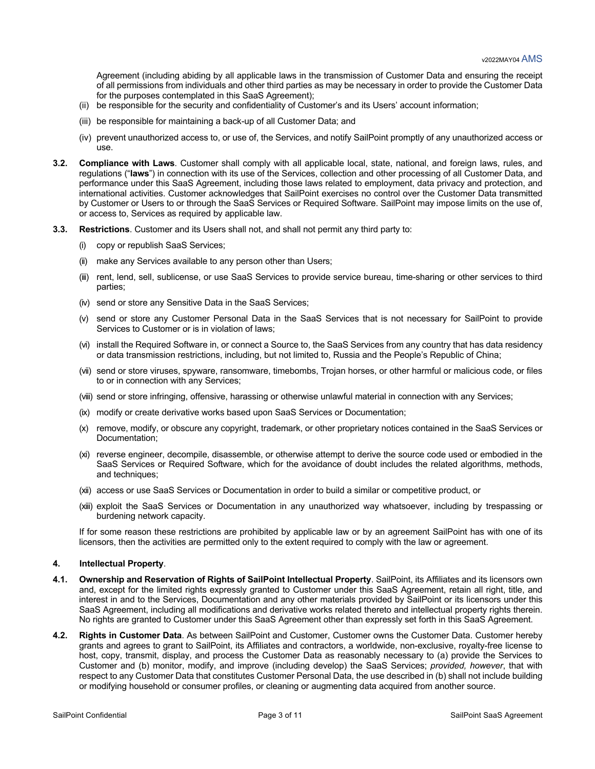Agreement (including abiding by all applicable laws in the transmission of Customer Data and ensuring the receipt of all permissions from individuals and other third parties as may be necessary in order to provide the Customer Data for the purposes contemplated in this SaaS Agreement);

(ii) be responsible for the security and confidentiality of Customer's and its Users' account information;

(iii) be responsible for maintaining a back-up of all Customer Data; and

(iv) prevent unauthorized access to, or use of, the Services, and notify SailPoint promptly of any unauthorized access or use.

**3.2. Compliance with Laws**. Customer shall comply with all applicable local, state, national, and foreign laws, rules, and regulations ("**laws**") in connection with its use of the Services, collection and other processing of all Customer Data, and performance under this SaaS Agreement, including those laws related to employment, data privacy and protection, and international activities. Customer acknowledges that SailPoint exercises no control over the Customer Data transmitted by Customer or Users to or through the SaaS Services or Required Software. SailPoint may impose limits on the use of, or access to, Services as required by applicable law.

**3.3. Restrictions**. Customer and its Users shall not, and shall not permit any third party to:

(i) copy or republish SaaS Services;

(ii) make any Services available to any person other than Users;

(iii) rent, lend, sell, sublicense, or use SaaS Services to provide service bureau, time-sharing or other services to third parties;

(iv) send or store any Sensitive Data in the SaaS Services;

(v) send or store any Customer Personal Data in the SaaS Services that is not necessary for SailPoint to provide Services to Customer or is in violation of laws;

(vi) install the Required Software in, or connect a Source to, the SaaS Services from any country that has data residency or data transmission restrictions, including, but not limited to, Russia and the People's Republic of China;

(vii) send or store viruses, spyware, ransomware, timebombs, Trojan horses, or other harmful or malicious code, or files to or in connection with any Services;

(viii) send or store infringing, offensive, harassing or otherwise unlawful material in connection with any Services;

(ix) modify or create derivative works based upon SaaS Services or Documentation;

(x) remove, modify, or obscure any copyright, trademark, or other proprietary notices contained in the SaaS Services or Documentation;

(xi) reverse engineer, decompile, disassemble, or otherwise attempt to derive the source code used or embodied in the SaaS Services or Required Software, which for the avoidance of doubt includes the related algorithms, methods, and techniques;

(xii) access or use SaaS Services or Documentation in order to build a similar or competitive product, or

(xiii) exploit the SaaS Services or Documentation in any unauthorized way whatsoever, including by trespassing or burdening network capacity.

If for some reason these restrictions are prohibited by applicable law or by an agreement SailPoint has with one of its licensors, then the activities are permitted only to the extent required to comply with the law or agreement.

**4. Intellectual Property**.

**4.1. Ownership and Reservation of Rights of SailPoint Intellectual Property**. SailPoint, its Affiliates and its licensors own and, except for the limited rights expressly granted to Customer under this SaaS Agreement, retain all right, title, and interest in and to the Services, Documentation and any other materials provided by SailPoint or its licensors under this SaaS Agreement, including all modifications and derivative works related thereto and intellectual property rights therein. No rights are granted to Customer under this SaaS Agreement other than expressly set forth in this SaaS Agreement.

**4.2. Rights in Customer Data**. As between SailPoint and Customer, Customer owns the Customer Data. Customer hereby grants and agrees to grant to SailPoint, its Affiliates and contractors, a worldwide, non-exclusive, royalty-free license to host, copy, transmit, display, and process the Customer Data as reasonably necessary to (a) provide the Services to Customer and (b) monitor, modify, and improve (including develop) the SaaS Services; *provided, however*, that with respect to any Customer Data that constitutes Customer Personal Data, the use described in (b) shall not include building or modifying household or consumer profiles, or cleaning or augmenting data acquired from another source.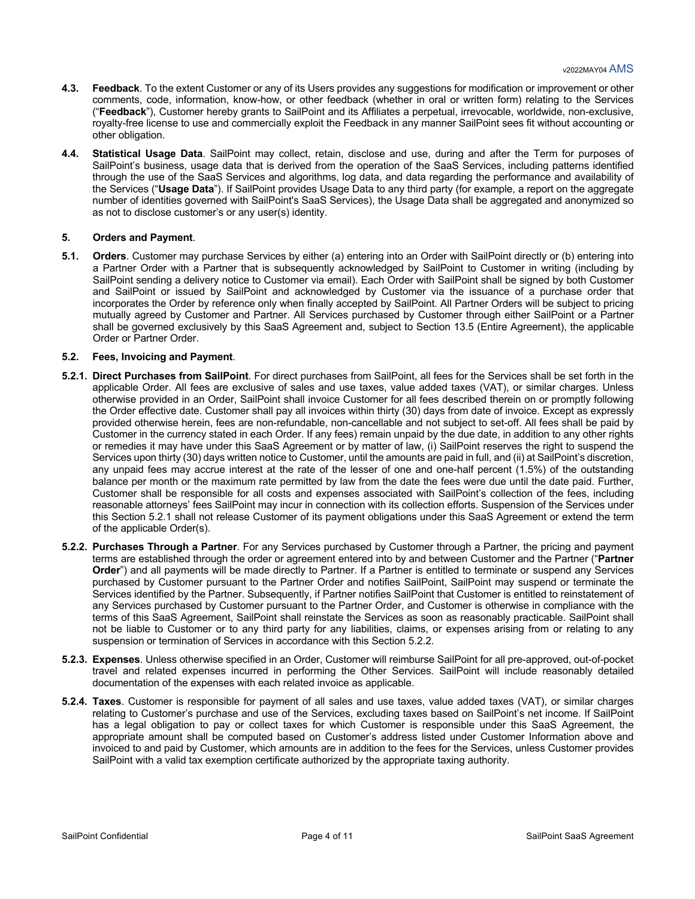**4.3. Feedback**. To the extent Customer or any of its Users provides any suggestions for modification or improvement or other comments, code, information, know-how, or other feedback (whether in oral or written form) relating to the Services ("**Feedback**"), Customer hereby grants to SailPoint and its Affiliates a perpetual, irrevocable, worldwide, non-exclusive, royalty-free license to use and commercially exploit the Feedback in any manner SailPoint sees fit without accounting or other obligation.

**4.4. Statistical Usage Data**. SailPoint may collect, retain, disclose and use, during and after the Term for purposes of SailPoint's business, usage data that is derived from the operation of the SaaS Services, including patterns identified through the use of the SaaS Services and algorithms, log data, and data regarding the performance and availability of the Services ("**Usage Data**"). If SailPoint provides Usage Data to any third party (for example, a report on the aggregate number of identities governed with SailPoint's SaaS Services), the Usage Data shall be aggregated and anonymized so as not to disclose customer's or any user(s) identity.

## 5. Orders and Payment.

**5.1. Orders**. Customer may purchase Services by either (a) entering into an Order with SailPoint directly or (b) entering into a Partner Order with a Partner that is subsequently acknowledged by SailPoint to Customer in writing (including by SailPoint sending a delivery notice to Customer via email). Each Order with SailPoint shall be signed by both Customer and SailPoint or issued by SailPoint and acknowledged by Customer via the issuance of a purchase order that incorporates the Order by reference only when finally accepted by SailPoint. All Partner Orders will be subject to pricing mutually agreed by Customer and Partner. All Services purchased by Customer through either SailPoint or a Partner shall be governed exclusively by this SaaS Agreement and, subject to Section 13.5 (Entire Agreement), the applicable Order or Partner Order.

**5.2. Fees, Invoicing and Payment**.

**5.2.1. Direct Purchases from SailPoint**. For direct purchases from SailPoint, all fees for the Services shall be set forth in the applicable Order. All fees are exclusive of sales and use taxes, value added taxes (VAT), or similar charges. Unless otherwise provided in an Order, SailPoint shall invoice Customer for all fees described therein on or promptly following the Order effective date. Customer shall pay all invoices within thirty (30) days from date of invoice. Except as expressly provided otherwise herein, fees are non-refundable, non-cancellable and not subject to set-off. All fees shall be paid by Customer in the currency stated in each Order. If any fees) remain unpaid by the due date, in addition to any other rights or remedies it may have under this SaaS Agreement or by matter of law, (i) SailPoint reserves the right to suspend the Services upon thirty (30) days written notice to Customer, until the amounts are paid in full, and (ii) at SailPoint's discretion, any unpaid fees may accrue interest at the rate of the lesser of one and one-half percent (1.5%) of the outstanding balance per month or the maximum rate permitted by law from the date the fees were due until the date paid. Further, Customer shall be responsible for all costs and expenses associated with SailPoint's collection of the fees, including reasonable attorneys' fees SailPoint may incur in connection with its collection efforts. Suspension of the Services under this Section 5.2.1 shall not release Customer of its payment obligations under this SaaS Agreement or extend the term of the applicable Order(s).

**5.2.2. Purchases Through a Partner**. For any Services purchased by Customer through a Partner, the pricing and payment terms are established through the order or agreement entered into by and between Customer and the Partner ("**Partner Order**") and all payments will be made directly to Partner. If a Partner is entitled to terminate or suspend any Services purchased by Customer pursuant to the Partner Order and notifies SailPoint, SailPoint may suspend or terminate the Services identified by the Partner. Subsequently, if Partner notifies SailPoint that Customer is entitled to reinstatement of any Services purchased by Customer pursuant to the Partner Order, and Customer is otherwise in compliance with the terms of this SaaS Agreement, SailPoint shall reinstate the Services as soon as reasonably practicable. SailPoint shall not be liable to Customer or to any third party for any liabilities, claims, or expenses arising from or relating to any suspension or termination of Services in accordance with this Section 5.2.2.

**5.2.3. Expenses**. Unless otherwise specified in an Order, Customer will reimburse SailPoint for all pre-approved, out-of-pocket travel and related expenses incurred in performing the Other Services. SailPoint will include reasonably detailed documentation of the expenses with each related invoice as applicable.

**5.2.4. Taxes**. Customer is responsible for payment of all sales and use taxes, value added taxes (VAT), or similar charges relating to Customer's purchase and use of the Services, excluding taxes based on SailPoint's net income. If SailPoint has a legal obligation to pay or collect taxes for which Customer is responsible under this SaaS Agreement, the appropriate amount shall be computed based on Customer's address listed under Customer Information above and invoiced to and paid by Customer, which amounts are in addition to the fees for the Services, unless Customer provides SailPoint with a valid tax exemption certificate authorized by the appropriate taxing authority.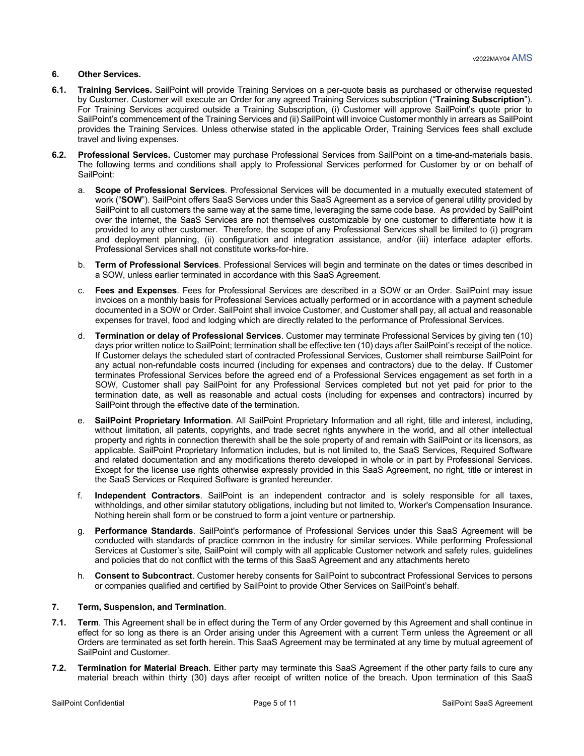## 6. Other Services.

**6.1. Training Services.** SailPoint will provide Training Services on a per-quote basis as purchased or otherwise requested by Customer. Customer will execute an Order for any agreed Training Services subscription ("**Training Subscription**"). For Training Services acquired outside a Training Subscription, (i) Customer will approve SailPoint's quote prior to SailPoint's commencement of the Training Services and (ii) SailPoint will invoice Customer monthly in arrears as SailPoint provides the Training Services. Unless otherwise stated in the applicable Order, Training Services fees shall exclude travel and living expenses.

**6.2. Professional Services.** Customer may purchase Professional Services from SailPoint on a time-and-materials basis. The following terms and conditions shall apply to Professional Services performed for Customer by or on behalf of SailPoint:

a. **Scope of Professional Services**. Professional Services will be documented in a mutually executed statement of work ("**SOW**"). SailPoint offers SaaS Services under this SaaS Agreement as a service of general utility provided by SailPoint to all customers the same way at the same time, leveraging the same code base. As provided by SailPoint over the internet, the SaaS Services are not themselves customizable by one customer to differentiate how it is provided to any other customer. Therefore, the scope of any Professional Services shall be limited to (i) program and deployment planning, (ii) configuration and integration assistance, and/or (iii) interface adapter efforts. Professional Services shall not constitute works-for-hire.

b. **Term of Professional Services**. Professional Services will begin and terminate on the dates or times described in a SOW, unless earlier terminated in accordance with this SaaS Agreement.

c. **Fees and Expenses**. Fees for Professional Services are described in a SOW or an Order. SailPoint may issue invoices on a monthly basis for Professional Services actually performed or in accordance with a payment schedule documented in a SOW or Order. SailPoint shall invoice Customer, and Customer shall pay, all actual and reasonable expenses for travel, food and lodging which are directly related to the performance of Professional Services.

d. **Termination or delay of Professional Services**. Customer may terminate Professional Services by giving ten (10) days prior written notice to SailPoint; termination shall be effective ten (10) days after SailPoint's receipt of the notice. If Customer delays the scheduled start of contracted Professional Services, Customer shall reimburse SailPoint for any actual non-refundable costs incurred (including for expenses and contractors) due to the delay. If Customer terminates Professional Services before the agreed end of a Professional Services engagement as set forth in a SOW, Customer shall pay SailPoint for any Professional Services completed but not yet paid for prior to the termination date, as well as reasonable and actual costs (including for expenses and contractors) incurred by SailPoint through the effective date of the termination.

e. **SailPoint Proprietary Information**. All SailPoint Proprietary Information and all right, title and interest, including, without limitation, all patents, copyrights, and trade secret rights anywhere in the world, and all other intellectual property and rights in connection therewith shall be the sole property of and remain with SailPoint or its licensors, as applicable. SailPoint Proprietary Information includes, but is not limited to, the SaaS Services, Required Software and related documentation and any modifications thereto developed in whole or in part by Professional Services. Except for the license use rights otherwise expressly provided in this SaaS Agreement, no right, title or interest in the SaaS Services or Required Software is granted hereunder.

f. **Independent Contractors**. SailPoint is an independent contractor and is solely responsible for all taxes, withholdings, and other similar statutory obligations, including but not limited to, Worker's Compensation Insurance. Nothing herein shall form or be construed to form a joint venture or partnership.

g. **Performance Standards**. SailPoint's performance of Professional Services under this SaaS Agreement will be conducted with standards of practice common in the industry for similar services. While performing Professional Services at Customer's site, SailPoint will comply with all applicable Customer network and safety rules, guidelines and policies that do not conflict with the terms of this SaaS Agreement and any attachments hereto

h. **Consent to Subcontract**. Customer hereby consents for SailPoint to subcontract Professional Services to persons or companies qualified and certified by SailPoint to provide Other Services on SailPoint's behalf.

## 7. Term, Suspension, and Termination.

**7.1. Term**. This Agreement shall be in effect during the Term of any Order governed by this Agreement and shall continue in effect for so long as there is an Order arising under this Agreement with a current Term unless the Agreement or all Orders are terminated as set forth herein. This SaaS Agreement may be terminated at any time by mutual agreement of SailPoint and Customer.

**7.2. Termination for Material Breach**. Either party may terminate this SaaS Agreement if the other party fails to cure any material breach within thirty (30) days after receipt of written notice of the breach. Upon termination of this SaaS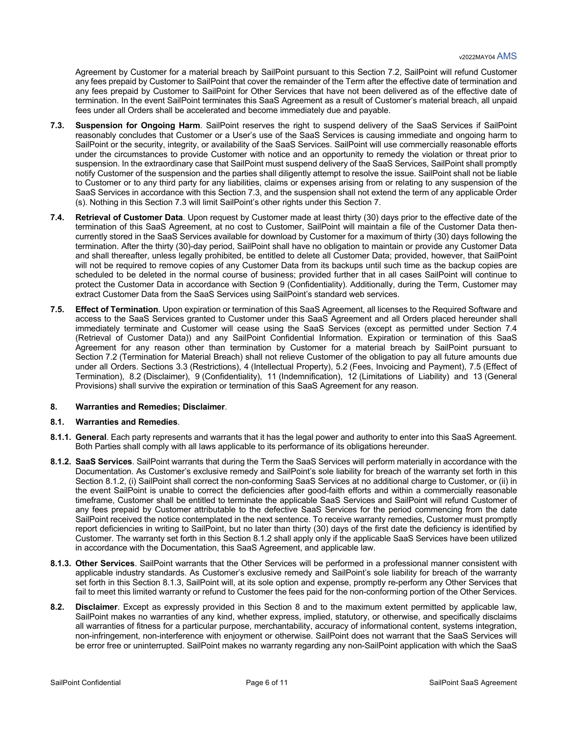Agreement by Customer for a material breach by SailPoint pursuant to this Section 7.2, SailPoint will refund Customer any fees prepaid by Customer to SailPoint that cover the remainder of the Term after the effective date of termination and any fees prepaid by Customer to SailPoint for Other Services that have not been delivered as of the effective date of termination. In the event SailPoint terminates this SaaS Agreement as a result of Customer's material breach, all unpaid fees under all Orders shall be accelerated and become immediately due and payable.

**7.3. Suspension for Ongoing Harm**. SailPoint reserves the right to suspend delivery of the SaaS Services if SailPoint reasonably concludes that Customer or a User's use of the SaaS Services is causing immediate and ongoing harm to SailPoint or the security, integrity, or availability of the SaaS Services. SailPoint will use commercially reasonable efforts under the circumstances to provide Customer with notice and an opportunity to remedy the violation or threat prior to suspension. In the extraordinary case that SailPoint must suspend delivery of the SaaS Services, SailPoint shall promptly notify Customer of the suspension and the parties shall diligently attempt to resolve the issue. SailPoint shall not be liable to Customer or to any third party for any liabilities, claims or expenses arising from or relating to any suspension of the SaaS Services in accordance with this Section 7.3, and the suspension shall not extend the term of any applicable Order (s). Nothing in this Section 7.3 will limit SailPoint's other rights under this Section 7.

**7.4. Retrieval of Customer Data**. Upon request by Customer made at least thirty (30) days prior to the effective date of the termination of this SaaS Agreement, at no cost to Customer, SailPoint will maintain a file of the Customer Data then-currently stored in the SaaS Services available for download by Customer for a maximum of thirty (30) days following the termination. After the thirty (30)-day period, SailPoint shall have no obligation to maintain or provide any Customer Data and shall thereafter, unless legally prohibited, be entitled to delete all Customer Data; provided, however, that SailPoint will not be required to remove copies of any Customer Data from its backups until such time as the backup copies are scheduled to be deleted in the normal course of business; provided further that in all cases SailPoint will continue to protect the Customer Data in accordance with Section 9 (Confidentiality). Additionally, during the Term, Customer may extract Customer Data from the SaaS Services using SailPoint's standard web services.

**7.5. Effect of Termination**. Upon expiration or termination of this SaaS Agreement, all licenses to the Required Software and access to the SaaS Services granted to Customer under this SaaS Agreement and all Orders placed hereunder shall immediately terminate and Customer will cease using the SaaS Services (except as permitted under Section 7.4 (Retrieval of Customer Data)) and any SailPoint Confidential Information. Expiration or termination of this SaaS Agreement for any reason other than termination by Customer for a material breach by SailPoint pursuant to Section 7.2 (Termination for Material Breach) shall not relieve Customer of the obligation to pay all future amounts due under all Orders. Sections 3.3 (Restrictions), 4 (Intellectual Property), 5.2 (Fees, Invoicing and Payment), 7.5 (Effect of Termination), 8.2 (Disclaimer), 9 (Confidentiality), 11 (Indemnification), 12 (Limitations of Liability) and 13 (General Provisions) shall survive the expiration or termination of this SaaS Agreement for any reason.

## 8. Warranties and Remedies; Disclaimer.

### 8.1. Warranties and Remedies.

**8.1.1. General**. Each party represents and warrants that it has the legal power and authority to enter into this SaaS Agreement. Both Parties shall comply with all laws applicable to its performance of its obligations hereunder.

**8.1.2. SaaS Services**. SailPoint warrants that during the Term the SaaS Services will perform materially in accordance with the Documentation. As Customer's exclusive remedy and SailPoint's sole liability for breach of the warranty set forth in this Section 8.1.2, (i) SailPoint shall correct the non-conforming SaaS Services at no additional charge to Customer, or (ii) in the event SailPoint is unable to correct the deficiencies after good-faith efforts and within a commercially reasonable timeframe, Customer shall be entitled to terminate the applicable SaaS Services and SailPoint will refund Customer of any fees prepaid by Customer attributable to the defective SaaS Services for the period commencing from the date SailPoint received the notice contemplated in the next sentence. To receive warranty remedies, Customer must promptly report deficiencies in writing to SailPoint, but no later than thirty (30) days of the first date the deficiency is identified by Customer. The warranty set forth in this Section 8.1.2 shall apply only if the applicable SaaS Services have been utilized in accordance with the Documentation, this SaaS Agreement, and applicable law.

**8.1.3. Other Services**. SailPoint warrants that the Other Services will be performed in a professional manner consistent with applicable industry standards. As Customer's exclusive remedy and SailPoint's sole liability for breach of the warranty set forth in this Section 8.1.3, SailPoint will, at its sole option and expense, promptly re-perform any Other Services that fail to meet this limited warranty or refund to Customer the fees paid for the non-conforming portion of the Other Services.

**8.2. Disclaimer**. Except as expressly provided in this Section 8 and to the maximum extent permitted by applicable law, SailPoint makes no warranties of any kind, whether express, implied, statutory, or otherwise, and specifically disclaims all warranties of fitness for a particular purpose, merchantability, accuracy of informational content, systems integration, non-infringement, non-interference with enjoyment or otherwise. SailPoint does not warrant that the SaaS Services will be error free or uninterrupted. SailPoint makes no warranty regarding any non-SailPoint application with which the SaaS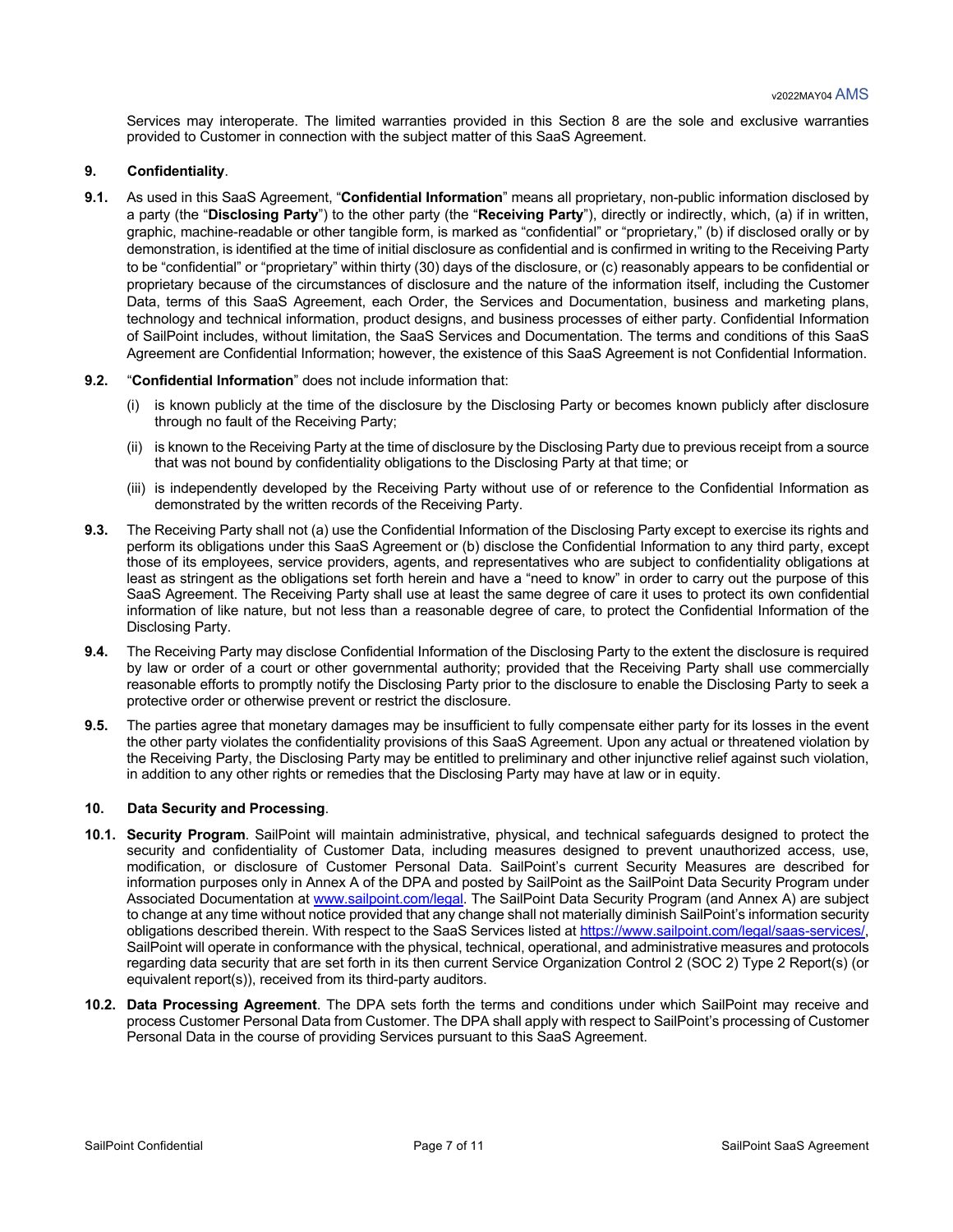Services may interoperate. The limited warranties provided in this Section 8 are the sole and exclusive warranties provided to Customer in connection with the subject matter of this SaaS Agreement.

**9. Confidentiality**.

**9.1.** As used in this SaaS Agreement, "**Confidential Information**" means all proprietary, non-public information disclosed by a party (the "**Disclosing Party**") to the other party (the "**Receiving Party**"), directly or indirectly, which, (a) if in written, graphic, machine-readable or other tangible form, is marked as "confidential" or "proprietary," (b) if disclosed orally or by demonstration, is identified at the time of initial disclosure as confidential and is confirmed in writing to the Receiving Party to be "confidential" or "proprietary" within thirty (30) days of the disclosure, or (c) reasonably appears to be confidential or proprietary because of the circumstances of disclosure and the nature of the information itself, including the Customer Data, terms of this SaaS Agreement, each Order, the Services and Documentation, business and marketing plans, technology and technical information, product designs, and business processes of either party. Confidential Information of SailPoint includes, without limitation, the SaaS Services and Documentation. The terms and conditions of this SaaS Agreement are Confidential Information; however, the existence of this SaaS Agreement is not Confidential Information.

**9.2.** "**Confidential Information**" does not include information that:

(i) is known publicly at the time of the disclosure by the Disclosing Party or becomes known publicly after disclosure through no fault of the Receiving Party;

(ii) is known to the Receiving Party at the time of disclosure by the Disclosing Party due to previous receipt from a source that was not bound by confidentiality obligations to the Disclosing Party at that time; or

(iii) is independently developed by the Receiving Party without use of or reference to the Confidential Information as demonstrated by the written records of the Receiving Party.

**9.3.** The Receiving Party shall not (a) use the Confidential Information of the Disclosing Party except to exercise its rights and perform its obligations under this SaaS Agreement or (b) disclose the Confidential Information to any third party, except those of its employees, service providers, agents, and representatives who are subject to confidentiality obligations at least as stringent as the obligations set forth herein and have a "need to know" in order to carry out the purpose of this SaaS Agreement. The Receiving Party shall use at least the same degree of care it uses to protect its own confidential information of like nature, but not less than a reasonable degree of care, to protect the Confidential Information of the Disclosing Party.

**9.4.** The Receiving Party may disclose Confidential Information of the Disclosing Party to the extent the disclosure is required by law or order of a court or other governmental authority; provided that the Receiving Party shall use commercially reasonable efforts to promptly notify the Disclosing Party prior to the disclosure to enable the Disclosing Party to seek a protective order or otherwise prevent or restrict the disclosure.

**9.5.** The parties agree that monetary damages may be insufficient to fully compensate either party for its losses in the event the other party violates the confidentiality provisions of this SaaS Agreement. Upon any actual or threatened violation by the Receiving Party, the Disclosing Party may be entitled to preliminary and other injunctive relief against such violation, in addition to any other rights or remedies that the Disclosing Party may have at law or in equity.

**10. Data Security and Processing**.

**10.1. Security Program**. SailPoint will maintain administrative, physical, and technical safeguards designed to protect the security and confidentiality of Customer Data, including measures designed to prevent unauthorized access, use, modification, or disclosure of Customer Personal Data. SailPoint's current Security Measures are described for information purposes only in Annex A of the DPA and posted by SailPoint as the SailPoint Data Security Program under Associated Documentation at www.sailpoint.com/legal. The SailPoint Data Security Program (and Annex A) are subject to change at any time without notice provided that any change shall not materially diminish SailPoint's information security obligations described therein. With respect to the SaaS Services listed at https://www.sailpoint.com/legal/saas-services/, SailPoint will operate in conformance with the physical, technical, operational, and administrative measures and protocols regarding data security that are set forth in its then current Service Organization Control 2 (SOC 2) Type 2 Report(s) (or equivalent report(s)), received from its third-party auditors.

**10.2. Data Processing Agreement**. The DPA sets forth the terms and conditions under which SailPoint may receive and process Customer Personal Data from Customer. The DPA shall apply with respect to SailPoint's processing of Customer Personal Data in the course of providing Services pursuant to this SaaS Agreement.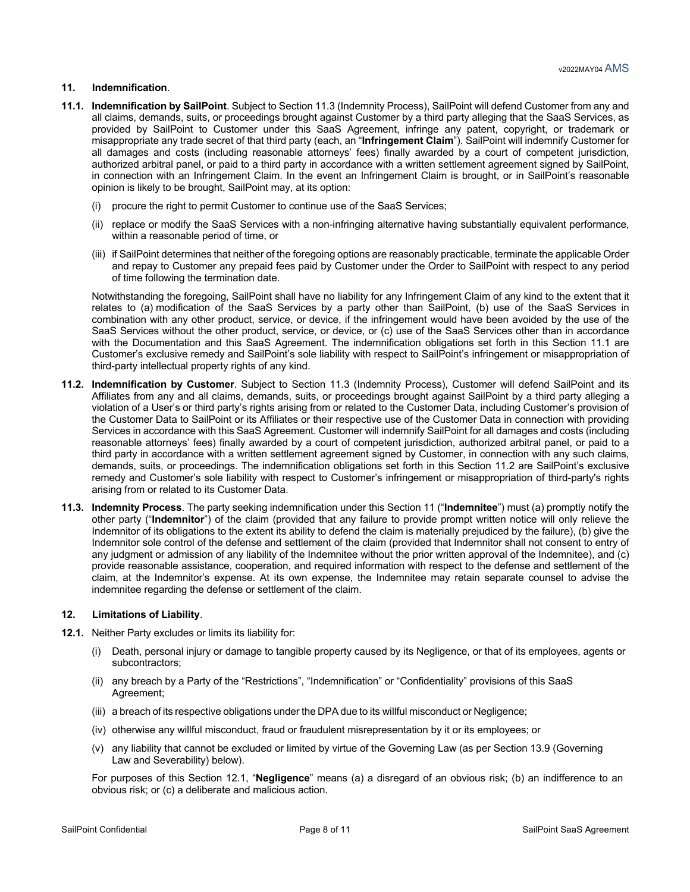## 11. Indemnification.

**11.1. Indemnification by SailPoint**. Subject to Section 11.3 (Indemnity Process), SailPoint will defend Customer from any and all claims, demands, suits, or proceedings brought against Customer by a third party alleging that the SaaS Services, as provided by SailPoint to Customer under this SaaS Agreement, infringe any patent, copyright, or trademark or misappropriate any trade secret of that third party (each, an "**Infringement Claim**"). SailPoint will indemnify Customer for all damages and costs (including reasonable attorneys' fees) finally awarded by a court of competent jurisdiction, authorized arbitral panel, or paid to a third party in accordance with a written settlement agreement signed by SailPoint, in connection with an Infringement Claim. In the event an Infringement Claim is brought, or in SailPoint's reasonable opinion is likely to be brought, SailPoint may, at its option:

(i) procure the right to permit Customer to continue use of the SaaS Services;

(ii) replace or modify the SaaS Services with a non-infringing alternative having substantially equivalent performance, within a reasonable period of time, or

(iii) if SailPoint determines that neither of the foregoing options are reasonably practicable, terminate the applicable Order and repay to Customer any prepaid fees paid by Customer under the Order to SailPoint with respect to any period of time following the termination date.

Notwithstanding the foregoing, SailPoint shall have no liability for any Infringement Claim of any kind to the extent that it relates to (a) modification of the SaaS Services by a party other than SailPoint, (b) use of the SaaS Services in combination with any other product, service, or device, if the infringement would have been avoided by the use of the SaaS Services without the other product, service, or device, or (c) use of the SaaS Services other than in accordance with the Documentation and this SaaS Agreement. The indemnification obligations set forth in this Section 11.1 are Customer's exclusive remedy and SailPoint's sole liability with respect to SailPoint's infringement or misappropriation of third-party intellectual property rights of any kind.

**11.2. Indemnification by Customer**. Subject to Section 11.3 (Indemnity Process), Customer will defend SailPoint and its Affiliates from any and all claims, demands, suits, or proceedings brought against SailPoint by a third party alleging a violation of a User's or third party's rights arising from or related to the Customer Data, including Customer's provision of the Customer Data to SailPoint or its Affiliates or their respective use of the Customer Data in connection with providing Services in accordance with this SaaS Agreement. Customer will indemnify SailPoint for all damages and costs (including reasonable attorneys' fees) finally awarded by a court of competent jurisdiction, authorized arbitral panel, or paid to a third party in accordance with a written settlement agreement signed by Customer, in connection with any such claims, demands, suits, or proceedings. The indemnification obligations set forth in this Section 11.2 are SailPoint's exclusive remedy and Customer's sole liability with respect to Customer's infringement or misappropriation of third-party's rights arising from or related to its Customer Data.

**11.3. Indemnity Process**. The party seeking indemnification under this Section 11 ("**Indemnitee**") must (a) promptly notify the other party ("**Indemnitor**") of the claim (provided that any failure to provide prompt written notice will only relieve the Indemnitor of its obligations to the extent its ability to defend the claim is materially prejudiced by the failure), (b) give the Indemnitor sole control of the defense and settlement of the claim (provided that Indemnitor shall not consent to entry of any judgment or admission of any liability of the Indemnitee without the prior written approval of the Indemnitee), and (c) provide reasonable assistance, cooperation, and required information with respect to the defense and settlement of the claim, at the Indemnitor's expense. At its own expense, the Indemnitee may retain separate counsel to advise the indemnitee regarding the defense or settlement of the claim.

## 12. Limitations of Liability.

**12.1.** Neither Party excludes or limits its liability for:

(i) Death, personal injury or damage to tangible property caused by its Negligence, or that of its employees, agents or subcontractors;

(ii) any breach by a Party of the "Restrictions", "Indemnification" or "Confidentiality" provisions of this SaaS Agreement;

(iii) a breach of its respective obligations under the DPA due to its willful misconduct or Negligence;

(iv) otherwise any willful misconduct, fraud or fraudulent misrepresentation by it or its employees; or

(v) any liability that cannot be excluded or limited by virtue of the Governing Law (as per Section 13.9 (Governing Law and Severability) below).

For purposes of this Section 12.1, "**Negligence**" means (a) a disregard of an obvious risk; (b) an indifference to an obvious risk; or (c) a deliberate and malicious action.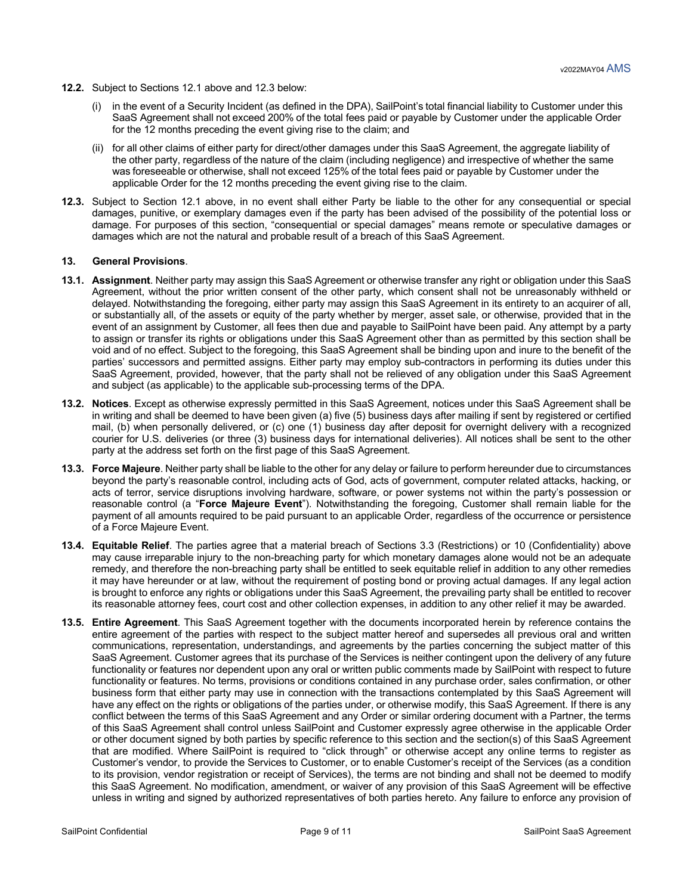**12.2.** Subject to Sections 12.1 above and 12.3 below:

(i) in the event of a Security Incident (as defined in the DPA), SailPoint's total financial liability to Customer under this SaaS Agreement shall not exceed 200% of the total fees paid or payable by Customer under the applicable Order for the 12 months preceding the event giving rise to the claim; and

(ii) for all other claims of either party for direct/other damages under this SaaS Agreement, the aggregate liability of the other party, regardless of the nature of the claim (including negligence) and irrespective of whether the same was foreseeable or otherwise, shall not exceed 125% of the total fees paid or payable by Customer under the applicable Order for the 12 months preceding the event giving rise to the claim.

**12.3.** Subject to Section 12.1 above, in no event shall either Party be liable to the other for any consequential or special damages, punitive, or exemplary damages even if the party has been advised of the possibility of the potential loss or damage. For purposes of this section, "consequential or special damages" means remote or speculative damages or damages which are not the natural and probable result of a breach of this SaaS Agreement.

## 13. General Provisions.

**13.1. Assignment**. Neither party may assign this SaaS Agreement or otherwise transfer any right or obligation under this SaaS Agreement, without the prior written consent of the other party, which consent shall not be unreasonably withheld or delayed. Notwithstanding the foregoing, either party may assign this SaaS Agreement in its entirety to an acquirer of all, or substantially all, of the assets or equity of the party whether by merger, asset sale, or otherwise, provided that in the event of an assignment by Customer, all fees then due and payable to SailPoint have been paid. Any attempt by a party to assign or transfer its rights or obligations under this SaaS Agreement other than as permitted by this section shall be void and of no effect. Subject to the foregoing, this SaaS Agreement shall be binding upon and inure to the benefit of the parties' successors and permitted assigns. Either party may employ sub-contractors in performing its duties under this SaaS Agreement, provided, however, that the party shall not be relieved of any obligation under this SaaS Agreement and subject (as applicable) to the applicable sub-processing terms of the DPA.

**13.2. Notices**. Except as otherwise expressly permitted in this SaaS Agreement, notices under this SaaS Agreement shall be in writing and shall be deemed to have been given (a) five (5) business days after mailing if sent by registered or certified mail, (b) when personally delivered, or (c) one (1) business day after deposit for overnight delivery with a recognized courier for U.S. deliveries (or three (3) business days for international deliveries). All notices shall be sent to the other party at the address set forth on the first page of this SaaS Agreement.

**13.3. Force Majeure**. Neither party shall be liable to the other for any delay or failure to perform hereunder due to circumstances beyond the party's reasonable control, including acts of God, acts of government, computer related attacks, hacking, or acts of terror, service disruptions involving hardware, software, or power systems not within the party's possession or reasonable control (a "**Force Majeure Event**"). Notwithstanding the foregoing, Customer shall remain liable for the payment of all amounts required to be paid pursuant to an applicable Order, regardless of the occurrence or persistence of a Force Majeure Event.

**13.4. Equitable Relief**. The parties agree that a material breach of Sections 3.3 (Restrictions) or 10 (Confidentiality) above may cause irreparable injury to the non-breaching party for which monetary damages alone would not be an adequate remedy, and therefore the non-breaching party shall be entitled to seek equitable relief in addition to any other remedies it may have hereunder or at law, without the requirement of posting bond or proving actual damages. If any legal action is brought to enforce any rights or obligations under this SaaS Agreement, the prevailing party shall be entitled to recover its reasonable attorney fees, court cost and other collection expenses, in addition to any other relief it may be awarded.

**13.5. Entire Agreement**. This SaaS Agreement together with the documents incorporated herein by reference contains the entire agreement of the parties with respect to the subject matter hereof and supersedes all previous oral and written communications, representation, understandings, and agreements by the parties concerning the subject matter of this SaaS Agreement. Customer agrees that its purchase of the Services is neither contingent upon the delivery of any future functionality or features nor dependent upon any oral or written public comments made by SailPoint with respect to future functionality or features. No terms, provisions or conditions contained in any purchase order, sales confirmation, or other business form that either party may use in connection with the transactions contemplated by this SaaS Agreement will have any effect on the rights or obligations of the parties under, or otherwise modify, this SaaS Agreement. If there is any conflict between the terms of this SaaS Agreement and any Order or similar ordering document with a Partner, the terms of this SaaS Agreement shall control unless SailPoint and Customer expressly agree otherwise in the applicable Order or other document signed by both parties by specific reference to this section and the section(s) of this SaaS Agreement that are modified. Where SailPoint is required to "click through" or otherwise accept any online terms to register as Customer's vendor, to provide the Services to Customer, or to enable Customer's receipt of the Services (as a condition to its provision, vendor registration or receipt of Services), the terms are not binding and shall not be deemed to modify this SaaS Agreement. No modification, amendment, or waiver of any provision of this SaaS Agreement will be effective unless in writing and signed by authorized representatives of both parties hereto. Any failure to enforce any provision of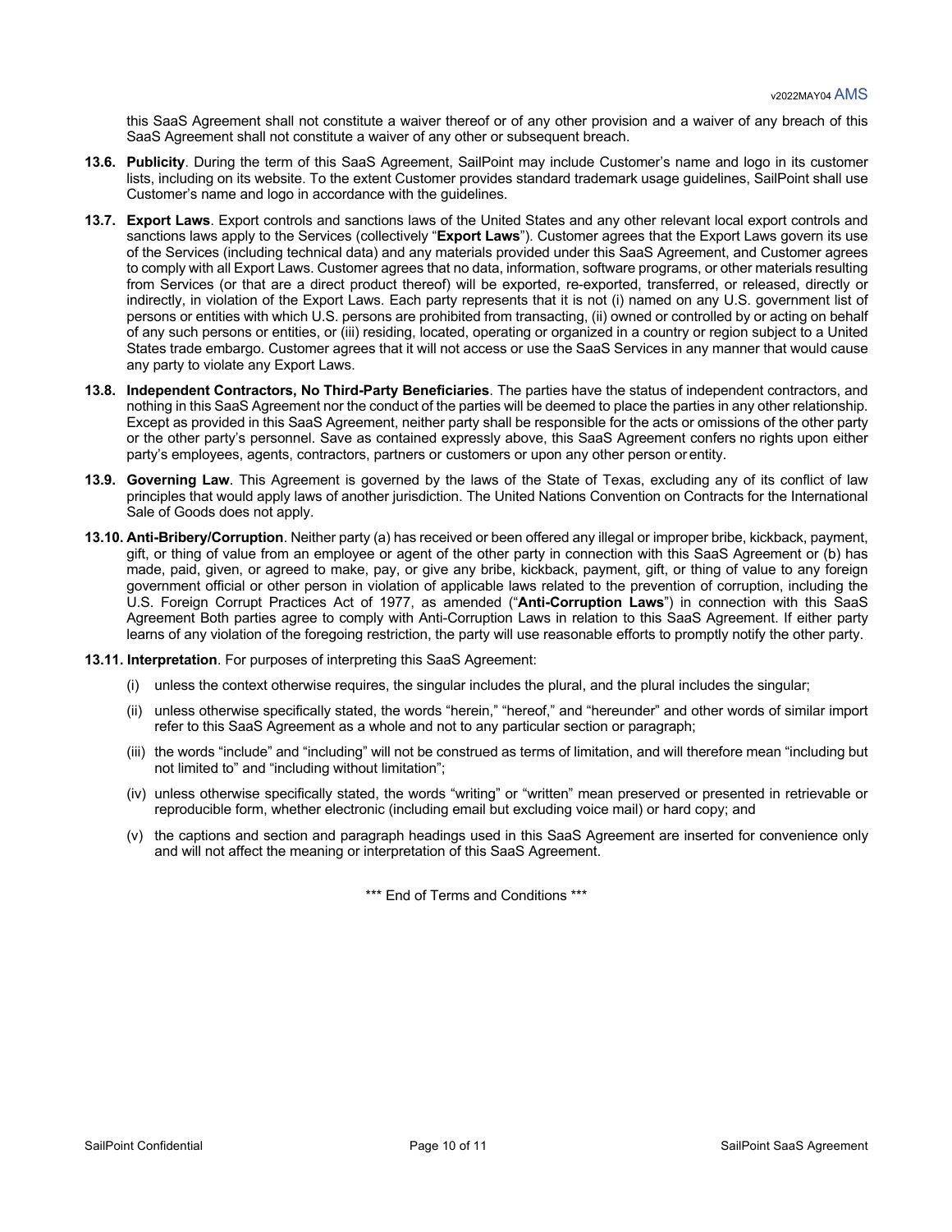this SaaS Agreement shall not constitute a waiver thereof or of any other provision and a waiver of any breach of this SaaS Agreement shall not constitute a waiver of any other or subsequent breach.

**13.6. Publicity**. During the term of this SaaS Agreement, SailPoint may include Customer's name and logo in its customer lists, including on its website. To the extent Customer provides standard trademark usage guidelines, SailPoint shall use Customer's name and logo in accordance with the guidelines.

**13.7. Export Laws**. Export controls and sanctions laws of the United States and any other relevant local export controls and sanctions laws apply to the Services (collectively "**Export Laws**"). Customer agrees that the Export Laws govern its use of the Services (including technical data) and any materials provided under this SaaS Agreement, and Customer agrees to comply with all Export Laws. Customer agrees that no data, information, software programs, or other materials resulting from Services (or that are a direct product thereof) will be exported, re-exported, transferred, or released, directly or indirectly, in violation of the Export Laws. Each party represents that it is not (i) named on any U.S. government list of persons or entities with which U.S. persons are prohibited from transacting, (ii) owned or controlled by or acting on behalf of any such persons or entities, or (iii) residing, located, operating or organized in a country or region subject to a United States trade embargo. Customer agrees that it will not access or use the SaaS Services in any manner that would cause any party to violate any Export Laws.

**13.8. Independent Contractors, No Third-Party Beneficiaries**. The parties have the status of independent contractors, and nothing in this SaaS Agreement nor the conduct of the parties will be deemed to place the parties in any other relationship. Except as provided in this SaaS Agreement, neither party shall be responsible for the acts or omissions of the other party or the other party's personnel. Save as contained expressly above, this SaaS Agreement confers no rights upon either party's employees, agents, contractors, partners or customers or upon any other person or entity.

**13.9. Governing Law**. This Agreement is governed by the laws of the State of Texas, excluding any of its conflict of law principles that would apply laws of another jurisdiction. The United Nations Convention on Contracts for the International Sale of Goods does not apply.

**13.10. Anti-Bribery/Corruption**. Neither party (a) has received or been offered any illegal or improper bribe, kickback, payment, gift, or thing of value from an employee or agent of the other party in connection with this SaaS Agreement or (b) has made, paid, given, or agreed to make, pay, or give any bribe, kickback, payment, gift, or thing of value to any foreign government official or other person in violation of applicable laws related to the prevention of corruption, including the U.S. Foreign Corrupt Practices Act of 1977, as amended ("**Anti-Corruption Laws**") in connection with this SaaS Agreement Both parties agree to comply with Anti-Corruption Laws in relation to this SaaS Agreement. If either party learns of any violation of the foregoing restriction, the party will use reasonable efforts to promptly notify the other party.

**13.11. Interpretation**. For purposes of interpreting this SaaS Agreement:

(i) unless the context otherwise requires, the singular includes the plural, and the plural includes the singular;

(ii) unless otherwise specifically stated, the words "herein," "hereof," and "hereunder" and other words of similar import refer to this SaaS Agreement as a whole and not to any particular section or paragraph;

(iii) the words "include" and "including" will not be construed as terms of limitation, and will therefore mean "including but not limited to" and "including without limitation";

(iv) unless otherwise specifically stated, the words "writing" or "written" mean preserved or presented in retrievable or reproducible form, whether electronic (including email but excluding voice mail) or hard copy; and

(v) the captions and section and paragraph headings used in this SaaS Agreement are inserted for convenience only and will not affect the meaning or interpretation of this SaaS Agreement.

*** End of Terms and Conditions ***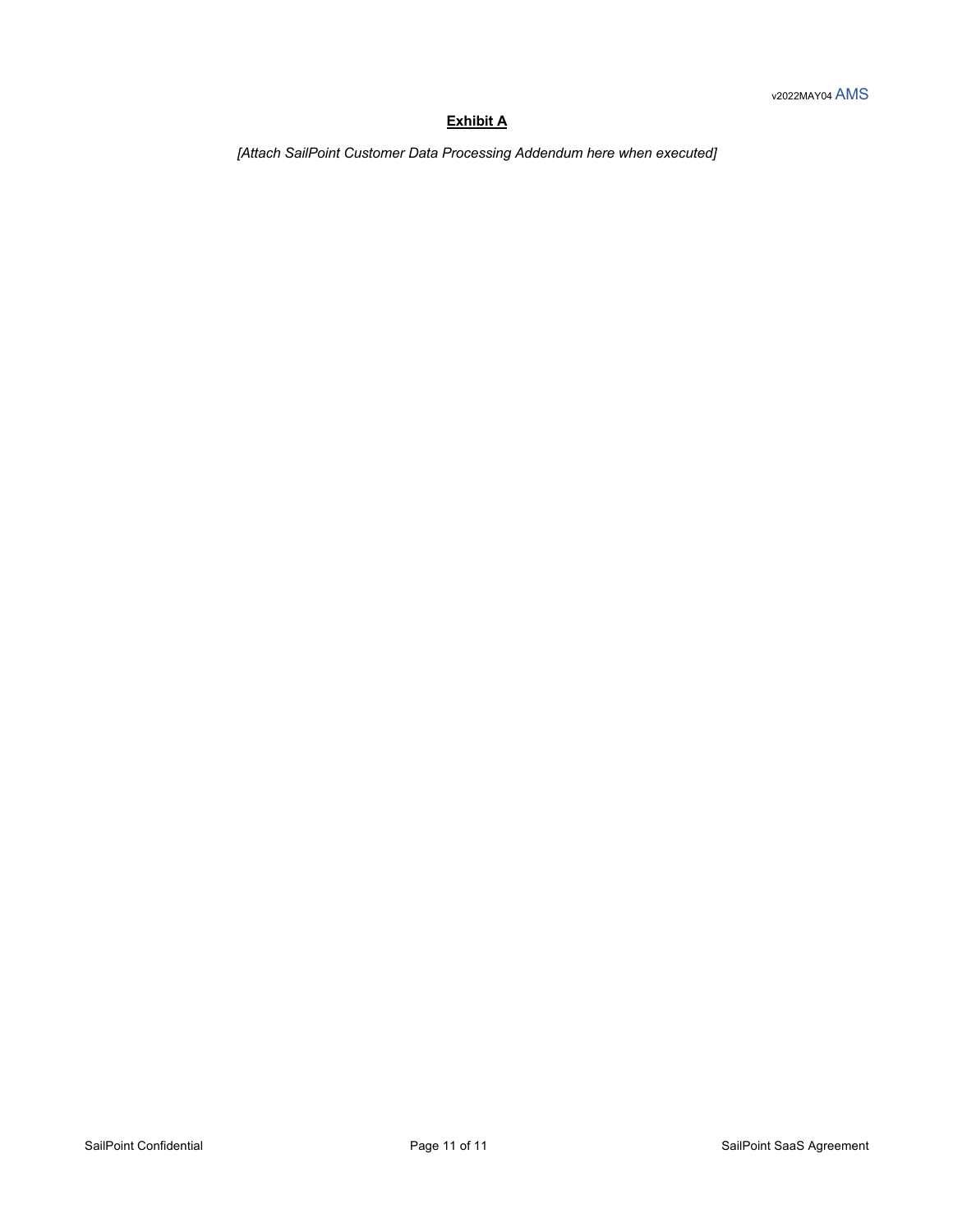**Exhibit A**

*[Attach SailPoint Customer Data Processing Addendum here when executed]*